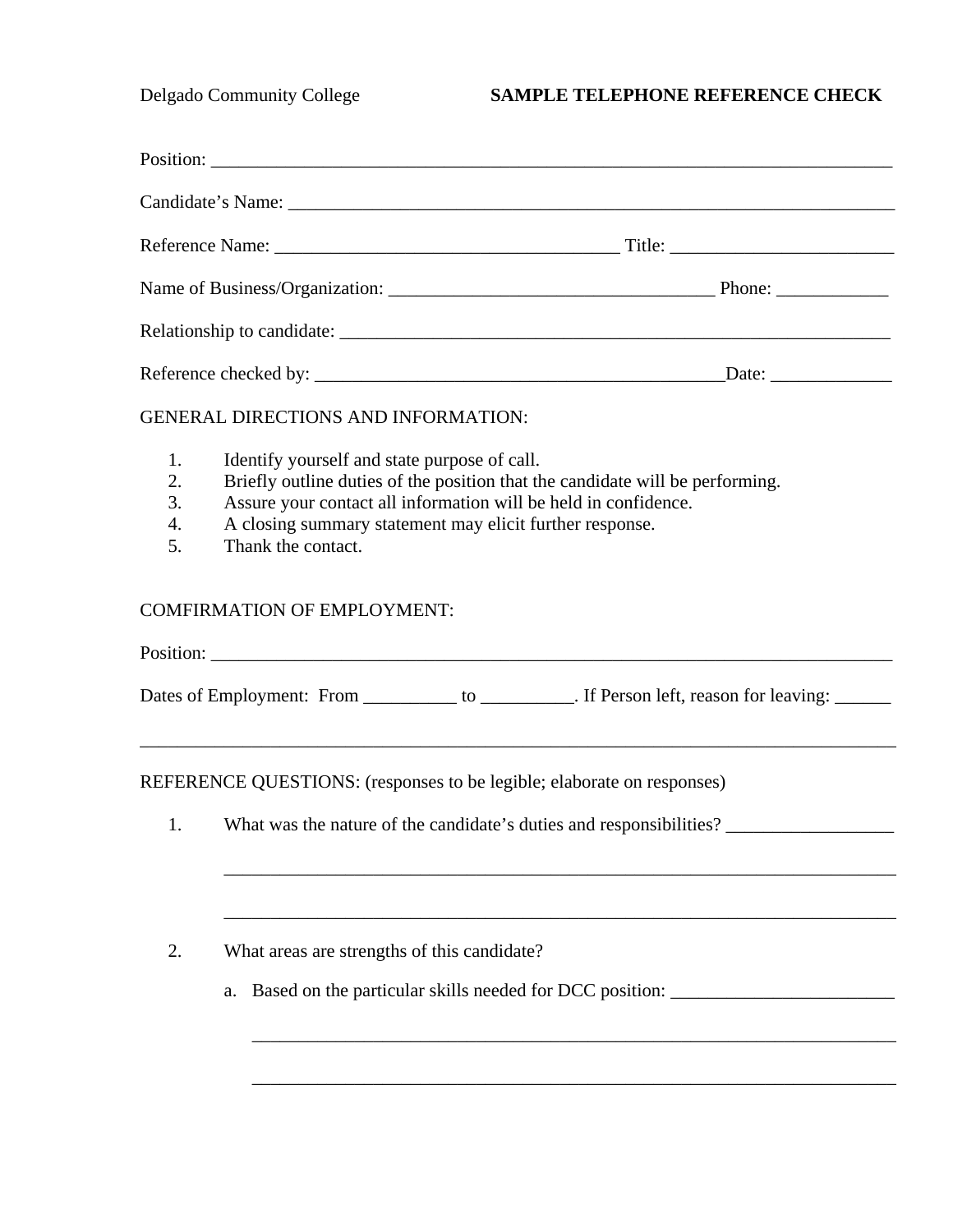Delgado Community College **SAMPLE TELEPHONE REFERENCE CHECK**

Position: ___________________________________________________________________________

Candidate's Name: ____________________________________________________________________

Reference Name: _____________________________________ Title: ________________________

Name of Business/Organization: ___________________________________ Phone: ____________

Relationship to candidate: ______________________________________________________________

Reference checked by: ____________________________________________Date: _____________

GENERAL DIRECTIONS AND INFORMATION:

1. Identify yourself and state purpose of call.
2. Briefly outline duties of the position that the candidate will be performing.
3. Assure your contact all information will be held in confidence.
4. A closing summary statement may elicit further response.
5. Thank the contact.

COMFIRMATION OF EMPLOYMENT:

Position: ___________________________________________________________________________

Dates of Employment: From __________ to __________. If Person left, reason for leaving: ______

_____________________________________________________________________________________

REFERENCE QUESTIONS: (responses to be legible; elaborate on responses)

1. What was the nature of the candidate's duties and responsibilities? __________________

   ___________________________________________________________________________

   ___________________________________________________________________________

2. What areas are strengths of this candidate?

   a. Based on the particular skills needed for DCC position: ________________________

      ________________________________________________________________________

      ________________________________________________________________________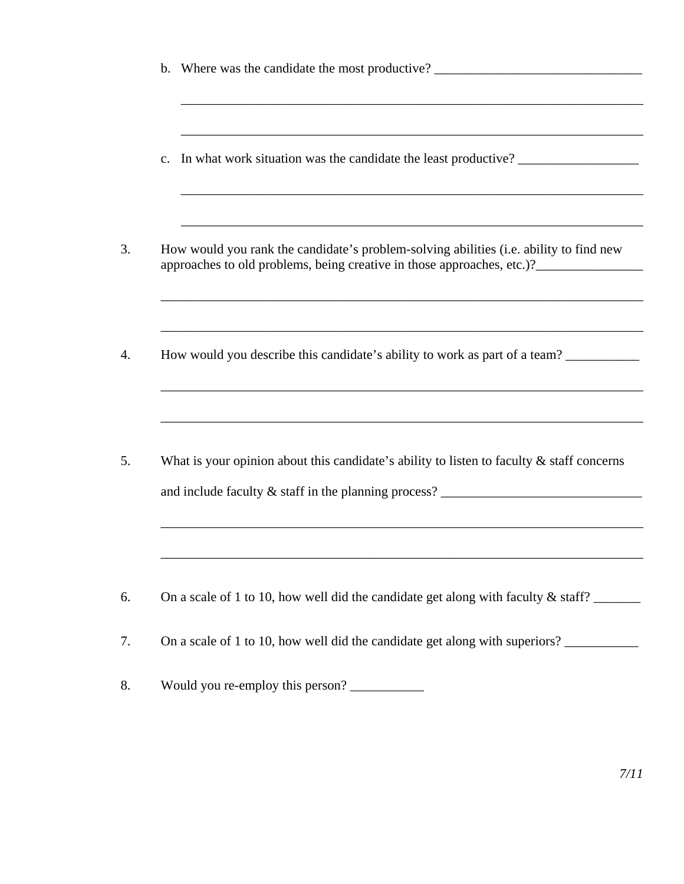b. Where was the candidate the most productive? _______________________________

_______________________________________________________________________

_______________________________________________________________________

c. In what work situation was the candidate the least productive? __________________

_______________________________________________________________________

_______________________________________________________________________

3. How would you rank the candidate's problem-solving abilities (i.e. ability to find new approaches to old problems, being creative in those approaches, etc.)?________________

_______________________________________________________________________

_______________________________________________________________________

4. How would you describe this candidate's ability to work as part of a team? ___________

_______________________________________________________________________

_______________________________________________________________________

5. What is your opinion about this candidate's ability to listen to faculty & staff concerns and include faculty & staff in the planning process? ______________________________

_______________________________________________________________________

_______________________________________________________________________

6. On a scale of 1 to 10, how well did the candidate get along with faculty & staff? _______

7. On a scale of 1 to 10, how well did the candidate get along with superiors? ___________

8. Would you re-employ this person? ___________

*7/11*